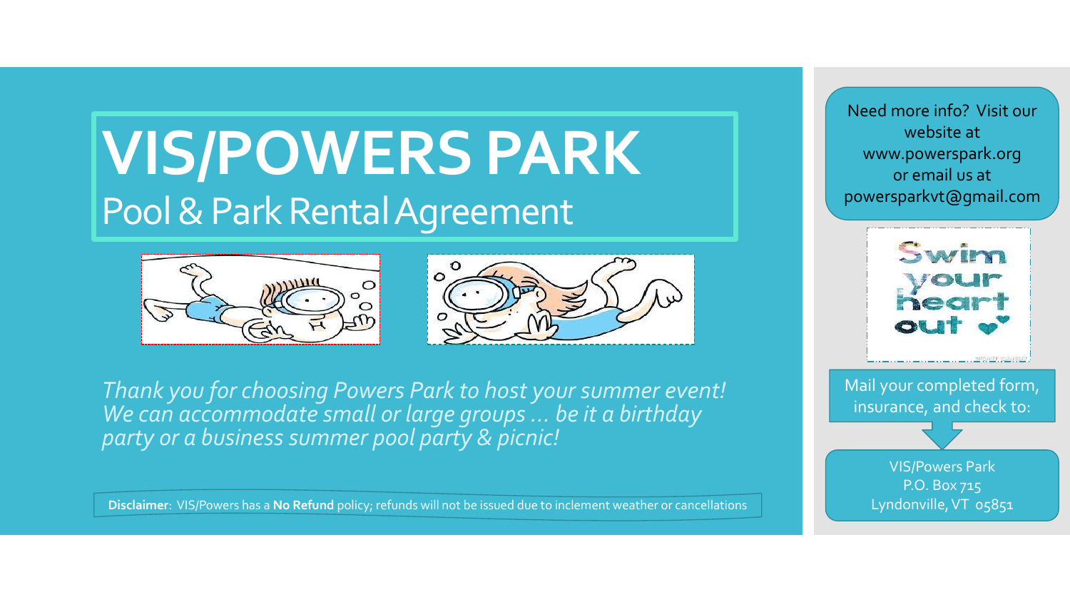# VIS/POWERS PARK

## Pool & Park Rental Agreement

*Thank you for choosing Powers Park to host your summer event! We can accommodate small or large groups … be it a birthday party or a business summer pool party & picnic!*

**Disclaimer**: VIS/Powers has a **No Refund** policy; refunds will not be issued due to inclement weather or cancellations

Need more info? Visit our website at www.powerspark.org or email us at powersparkvt@gmail.com

Swim your heart out

Mail your completed form, insurance, and check to:

VIS/Powers Park
P.O. Box 715
Lyndonville, VT 05851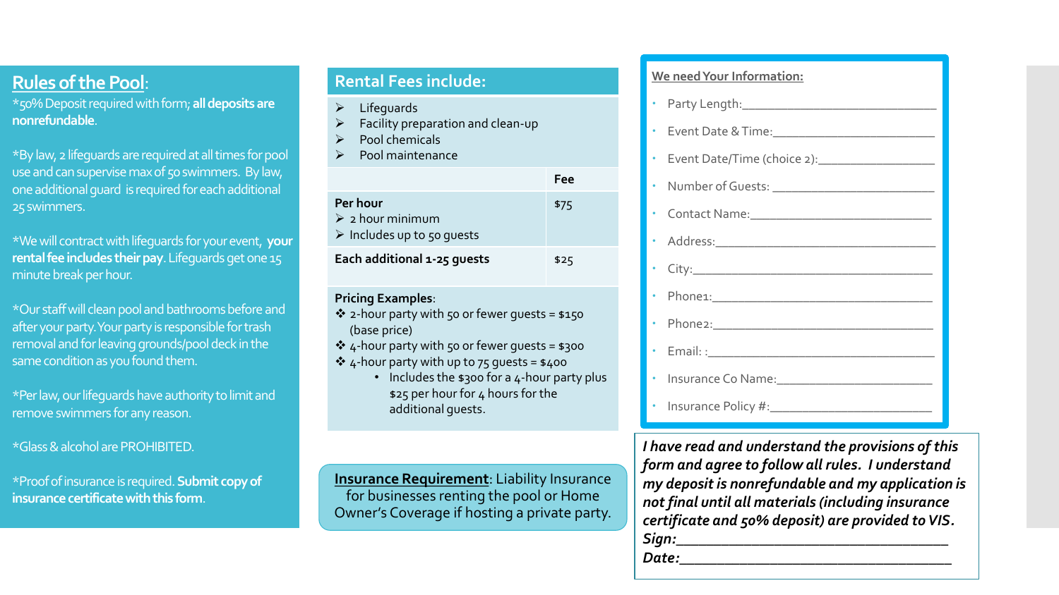## Rules of the Pool:

*50% Deposit required with form; **all deposits are nonrefundable**.

*By law, 2 lifeguards are required at all times for pool use and can supervise max of 50 swimmers. By law, one additional guard is required for each additional 25 swimmers.

*We will contract with lifeguards for your event, **your rental fee includes their pay**. Lifeguards get one 15 minute break per hour.

*Our staff will clean pool and bathrooms before and after your party. Your party is responsible for trash removal and for leaving grounds/pool deck in the same condition as you found them.

*Per law, our lifeguards have authority to limit and remove swimmers for any reason.

*Glass & alcohol are PROHIBITED.

*Proof of insurance is required. **Submit copy of insurance certificate with this form**.

## Rental Fees include:

- Lifeguards
- Facility preparation and clean-up
- Pool chemicals
- Pool maintenance

| | Fee |
|---|---|
| **Per hour**<br>- 2 hour minimum<br>- Includes up to 50 guests | $75 |
| **Each additional 1-25 guests** | $25 |

**Pricing Examples**:

- 2-hour party with 50 or fewer guests = $150 (base price)
- 4-hour party with 50 or fewer guests = $300
- 4-hour party with up to 75 guests = $400
  - Includes the $300 for a 4-hour party plus $25 per hour for 4 hours for the additional guests.

**Insurance Requirement**: Liability Insurance for businesses renting the pool or Home Owner's Coverage if hosting a private party.

**We need Your Information:**

- Party Length:______________________________
- Event Date & Time:__________________________
- Event Date/Time (choice 2):__________________
- Number of Guests: ___________________________
- Contact Name:_____________________________
- Address:__________________________________
- City:_____________________________________
- Phone1:___________________________________
- Phone2:___________________________________
- Email: :___________________________________
- Insurance Co Name:________________________
- Insurance Policy #:_________________________

***I have read and understand the provisions of this form and agree to follow all rules. I understand my deposit is nonrefundable and my application is not final until all materials (including insurance certificate and 50% deposit) are provided to VIS.***

***Sign:___________________________________***

***Date:___________________________________***